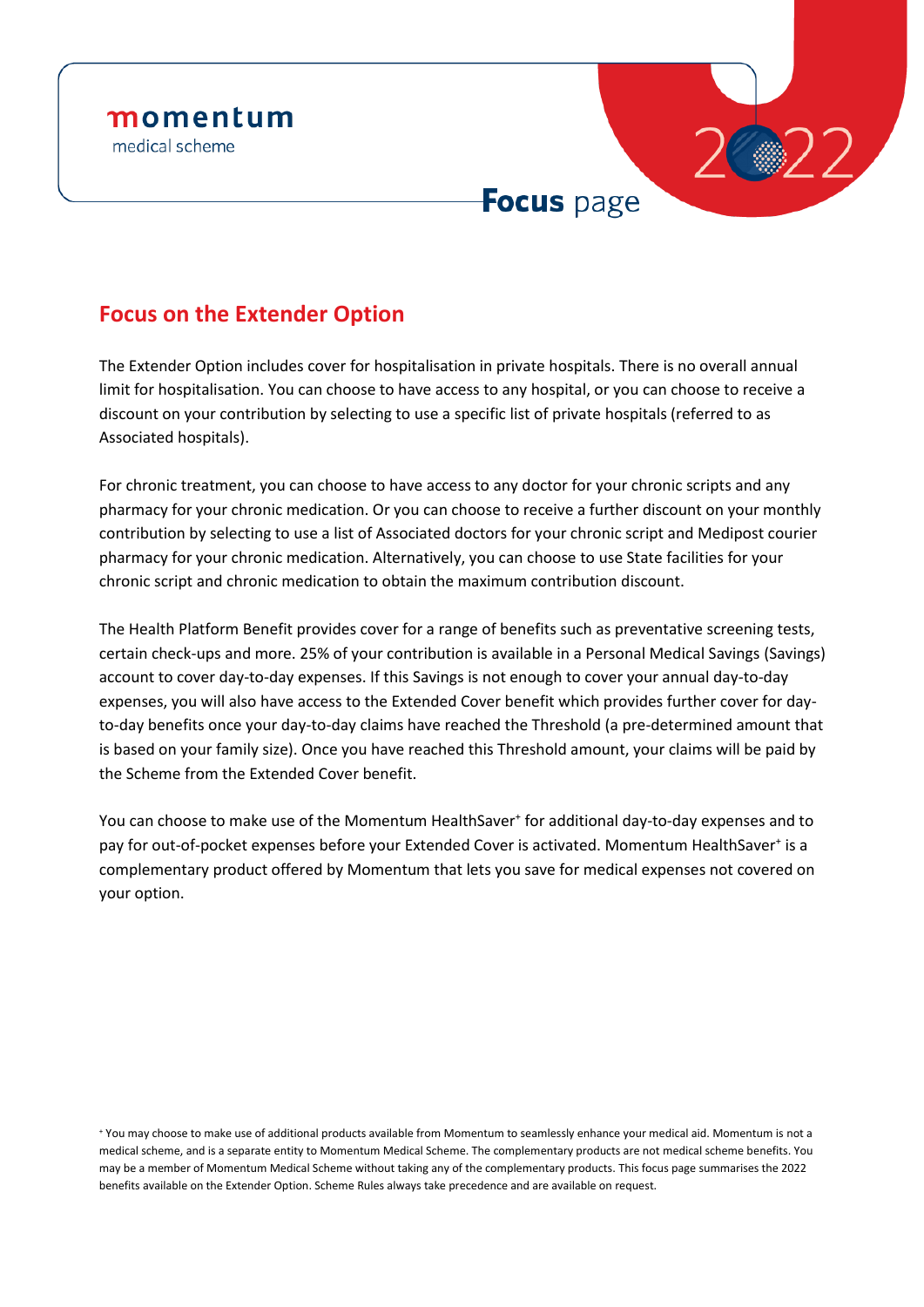momentum
medical scheme

2022

**Focus** page

## Focus on the Extender Option

The Extender Option includes cover for hospitalisation in private hospitals. There is no overall annual limit for hospitalisation. You can choose to have access to any hospital, or you can choose to receive a discount on your contribution by selecting to use a specific list of private hospitals (referred to as Associated hospitals).

For chronic treatment, you can choose to have access to any doctor for your chronic scripts and any pharmacy for your chronic medication. Or you can choose to receive a further discount on your monthly contribution by selecting to use a list of Associated doctors for your chronic script and Medipost courier pharmacy for your chronic medication. Alternatively, you can choose to use State facilities for your chronic script and chronic medication to obtain the maximum contribution discount.

The Health Platform Benefit provides cover for a range of benefits such as preventative screening tests, certain check-ups and more. 25% of your contribution is available in a Personal Medical Savings (Savings) account to cover day-to-day expenses. If this Savings is not enough to cover your annual day-to-day expenses, you will also have access to the Extended Cover benefit which provides further cover for day-to-day benefits once your day-to-day claims have reached the Threshold (a pre-determined amount that is based on your family size). Once you have reached this Threshold amount, your claims will be paid by the Scheme from the Extended Cover benefit.

You can choose to make use of the Momentum HealthSaver[+] for additional day-to-day expenses and to pay for out-of-pocket expenses before your Extended Cover is activated. Momentum HealthSaver[+] is a complementary product offered by Momentum that lets you save for medical expenses not covered on your option.

[+] You may choose to make use of additional products available from Momentum to seamlessly enhance your medical aid. Momentum is not a medical scheme, and is a separate entity to Momentum Medical Scheme. The complementary products are not medical scheme benefits. You may be a member of Momentum Medical Scheme without taking any of the complementary products. This focus page summarises the 2022 benefits available on the Extender Option. Scheme Rules always take precedence and are available on request.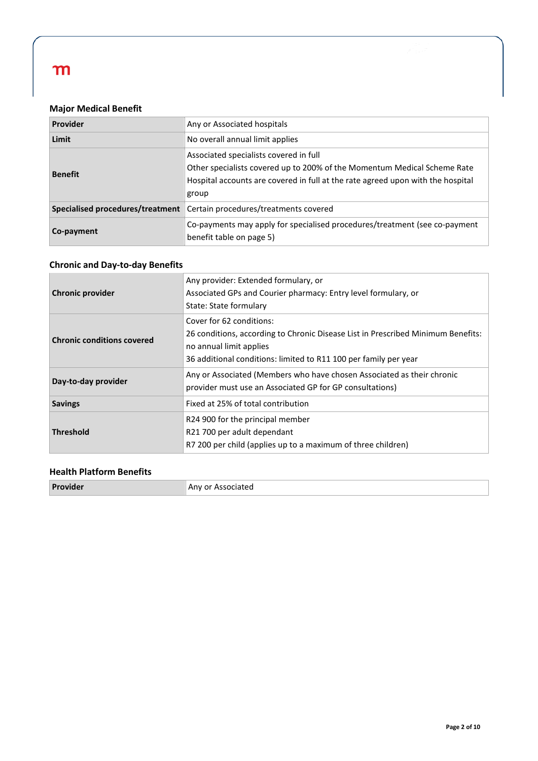### Major Medical Benefit

| | |
|---|---|
| **Provider** | Any or Associated hospitals |
| **Limit** | No overall annual limit applies |
| **Benefit** | Associated specialists covered in full<br>Other specialists covered up to 200% of the Momentum Medical Scheme Rate<br>Hospital accounts are covered in full at the rate agreed upon with the hospital group |
| **Specialised procedures/treatment** | Certain procedures/treatments covered |
| **Co-payment** | Co-payments may apply for specialised procedures/treatment (see co-payment benefit table on page 5) |

### Chronic and Day-to-day Benefits

| | |
|---|---|
| **Chronic provider** | Any provider: Extended formulary, or<br>Associated GPs and Courier pharmacy: Entry level formulary, or<br>State: State formulary |
| **Chronic conditions covered** | Cover for 62 conditions:<br>26 conditions, according to Chronic Disease List in Prescribed Minimum Benefits: no annual limit applies<br>36 additional conditions: limited to R11 100 per family per year |
| **Day-to-day provider** | Any or Associated (Members who have chosen Associated as their chronic provider must use an Associated GP for GP consultations) |
| **Savings** | Fixed at 25% of total contribution |
| **Threshold** | R24 900 for the principal member<br>R21 700 per adult dependant<br>R7 200 per child (applies up to a maximum of three children) |

### Health Platform Benefits

| | |
|---|---|
| **Provider** | Any or Associated |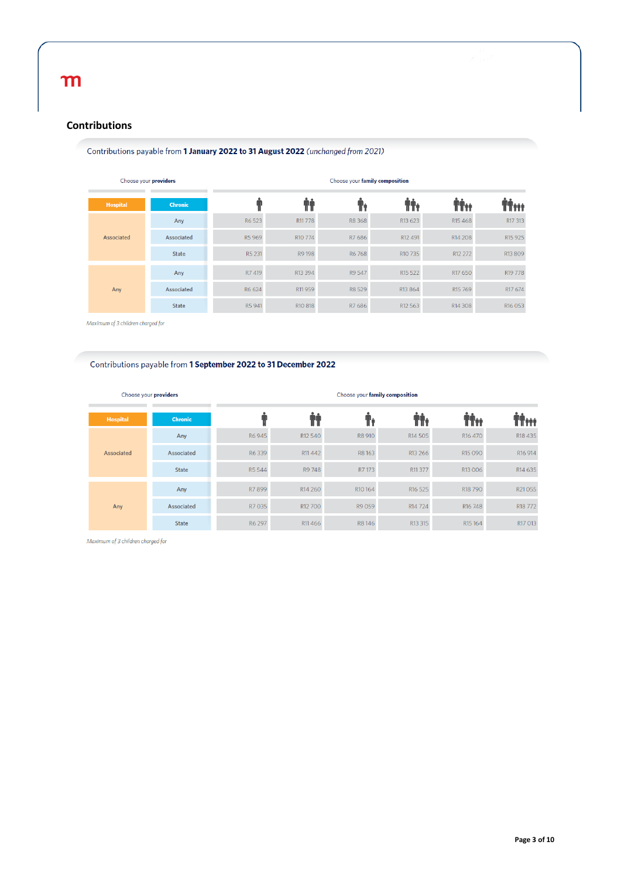## Contributions

Contributions payable from **1 January 2022 to 31 August 2022** *(unchanged from 2021)*

| Choose your **providers** | | Choose your **family composition** | | | | | |
|---|---|---|---|---|---|---|---|
| Hospital | Chronic | Adult | 2 Adults | Adult + 1 child | 2 Adults + 1 child | 2 Adults + 2 children | 2 Adults + 3 children |
| Associated | Any | R6 523 | R11 778 | R8 368 | R13 623 | R15 468 | R17 313 |
| | Associated | R5 969 | R10 774 | R7 686 | R12 491 | R14 208 | R15 925 |
| | State | R5 231 | R9 198 | R6 768 | R10 735 | R12 272 | R13 809 |
| Any | Any | R7 419 | R13 394 | R9 547 | R15 522 | R17 650 | R19 778 |
| | Associated | R6 624 | R11 959 | R8 529 | R13 864 | R15 769 | R17 674 |
| | State | R5 941 | R10 818 | R7 686 | R12 563 | R14 308 | R16 053 |

*Maximum of 3 children charged for*

Contributions payable from **1 September 2022 to 31 December 2022**

| Choose your **providers** | | Choose your **family composition** | | | | | |
|---|---|---|---|---|---|---|---|
| Hospital | Chronic | Adult | 2 Adults | Adult + 1 child | 2 Adults + 1 child | 2 Adults + 2 children | 2 Adults + 3 children |
| Associated | Any | R6 945 | R12 540 | R8 910 | R14 505 | R16 470 | R18 435 |
| | Associated | R6 339 | R11 442 | R8 163 | R13 266 | R15 090 | R16 914 |
| | State | R5 544 | R9 748 | R7 173 | R11 377 | R13 006 | R14 635 |
| Any | Any | R7 899 | R14 260 | R10 164 | R16 525 | R18 790 | R21 055 |
| | Associated | R7 035 | R12 700 | R9 059 | R14 724 | R16 748 | R18 772 |
| | State | R6 297 | R11 466 | R8 146 | R13 315 | R15 164 | R17 013 |

*Maximum of 3 children charged for*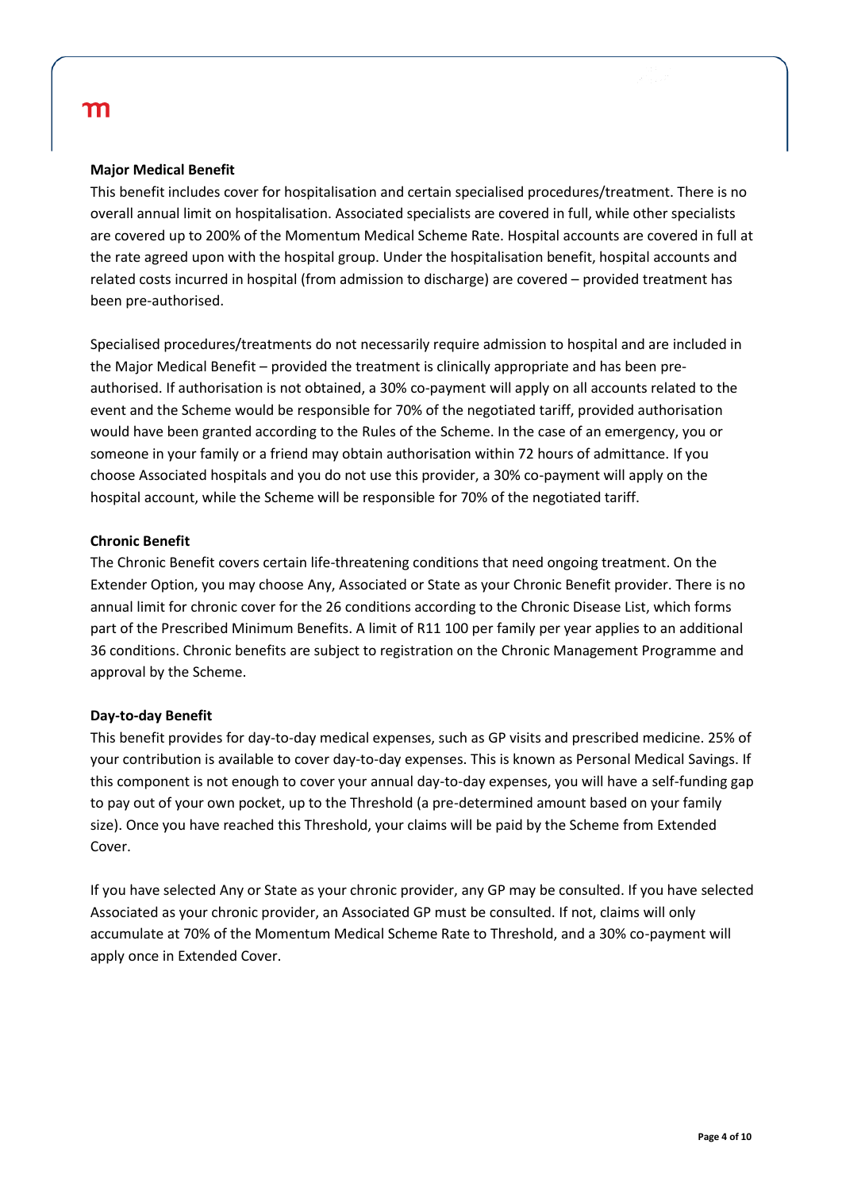**Major Medical Benefit**

This benefit includes cover for hospitalisation and certain specialised procedures/treatment. There is no overall annual limit on hospitalisation. Associated specialists are covered in full, while other specialists are covered up to 200% of the Momentum Medical Scheme Rate. Hospital accounts are covered in full at the rate agreed upon with the hospital group. Under the hospitalisation benefit, hospital accounts and related costs incurred in hospital (from admission to discharge) are covered – provided treatment has been pre-authorised.

Specialised procedures/treatments do not necessarily require admission to hospital and are included in the Major Medical Benefit – provided the treatment is clinically appropriate and has been pre-authorised. If authorisation is not obtained, a 30% co-payment will apply on all accounts related to the event and the Scheme would be responsible for 70% of the negotiated tariff, provided authorisation would have been granted according to the Rules of the Scheme. In the case of an emergency, you or someone in your family or a friend may obtain authorisation within 72 hours of admittance. If you choose Associated hospitals and you do not use this provider, a 30% co-payment will apply on the hospital account, while the Scheme will be responsible for 70% of the negotiated tariff.

**Chronic Benefit**

The Chronic Benefit covers certain life-threatening conditions that need ongoing treatment. On the Extender Option, you may choose Any, Associated or State as your Chronic Benefit provider. There is no annual limit for chronic cover for the 26 conditions according to the Chronic Disease List, which forms part of the Prescribed Minimum Benefits. A limit of R11 100 per family per year applies to an additional 36 conditions. Chronic benefits are subject to registration on the Chronic Management Programme and approval by the Scheme.

**Day-to-day Benefit**

This benefit provides for day-to-day medical expenses, such as GP visits and prescribed medicine. 25% of your contribution is available to cover day-to-day expenses. This is known as Personal Medical Savings. If this component is not enough to cover your annual day-to-day expenses, you will have a self-funding gap to pay out of your own pocket, up to the Threshold (a pre-determined amount based on your family size). Once you have reached this Threshold, your claims will be paid by the Scheme from Extended Cover.

If you have selected Any or State as your chronic provider, any GP may be consulted. If you have selected Associated as your chronic provider, an Associated GP must be consulted. If not, claims will only accumulate at 70% of the Momentum Medical Scheme Rate to Threshold, and a 30% co-payment will apply once in Extended Cover.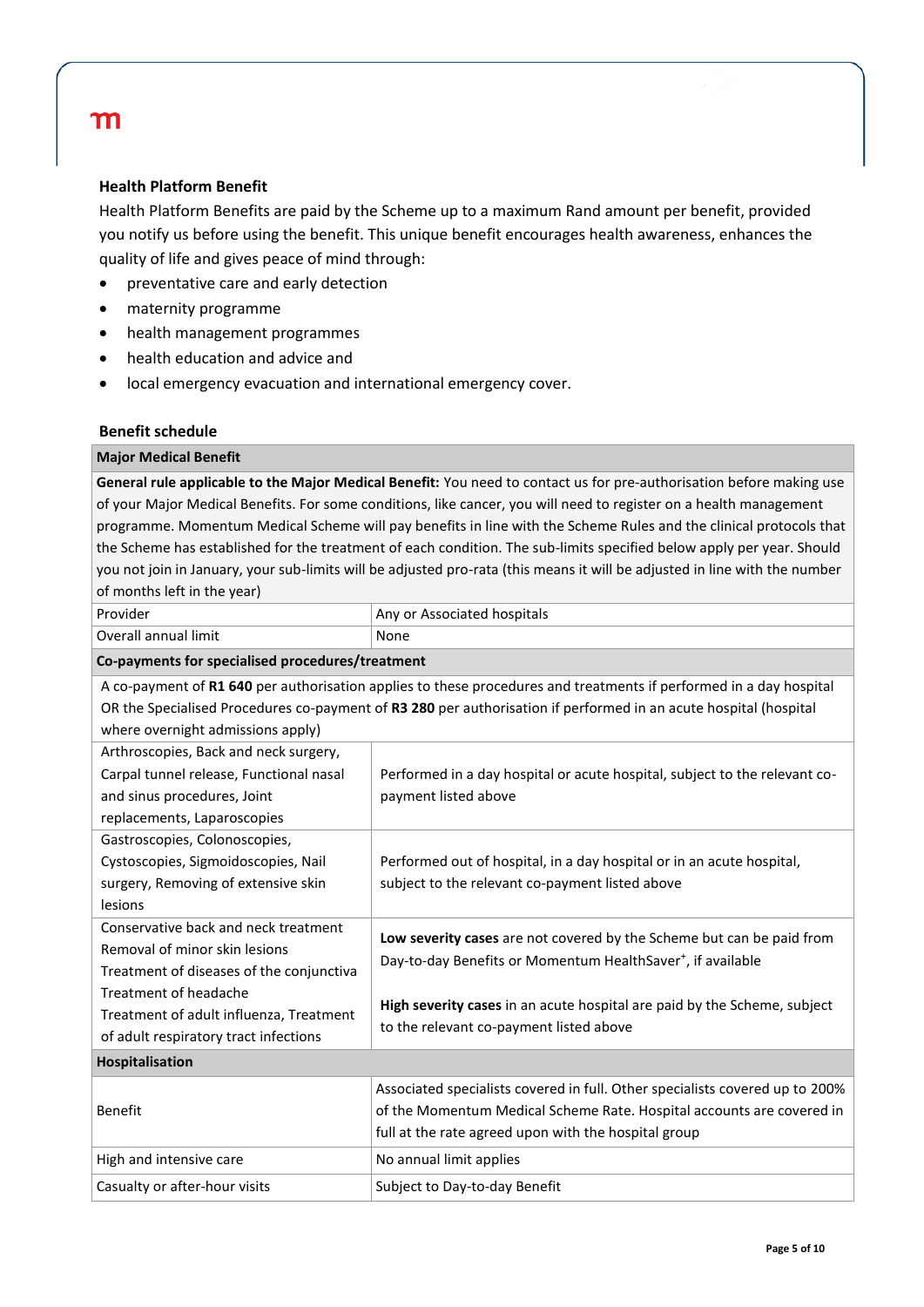### Health Platform Benefit

Health Platform Benefits are paid by the Scheme up to a maximum Rand amount per benefit, provided you notify us before using the benefit. This unique benefit encourages health awareness, enhances the quality of life and gives peace of mind through:

- preventative care and early detection
- maternity programme
- health management programmes
- health education and advice and
- local emergency evacuation and international emergency cover.

### Benefit schedule

| **Major Medical Benefit** | |
|---|---|
| **General rule applicable to the Major Medical Benefit:** You need to contact us for pre-authorisation before making use of your Major Medical Benefits. For some conditions, like cancer, you will need to register on a health management programme. Momentum Medical Scheme will pay benefits in line with the Scheme Rules and the clinical protocols that the Scheme has established for the treatment of each condition. The sub-limits specified below apply per year. Should you not join in January, your sub-limits will be adjusted pro-rata (this means it will be adjusted in line with the number of months left in the year) | |
| Provider | Any or Associated hospitals |
| Overall annual limit | None |
| **Co-payments for specialised procedures/treatment** | |
| A co-payment of **R1 640** per authorisation applies to these procedures and treatments if performed in a day hospital OR the Specialised Procedures co-payment of **R3 280** per authorisation if performed in an acute hospital (hospital where overnight admissions apply) | |
| Arthroscopies, Back and neck surgery, Carpal tunnel release, Functional nasal and sinus procedures, Joint replacements, Laparoscopies | Performed in a day hospital or acute hospital, subject to the relevant co-payment listed above |
| Gastroscopies, Colonoscopies, Cystoscopies, Sigmoidoscopies, Nail surgery, Removing of extensive skin lesions | Performed out of hospital, in a day hospital or in an acute hospital, subject to the relevant co-payment listed above |
| Conservative back and neck treatment<br>Removal of minor skin lesions<br>Treatment of diseases of the conjunctiva<br>Treatment of headache<br>Treatment of adult influenza, Treatment of adult respiratory tract infections | **Low severity cases** are not covered by the Scheme but can be paid from Day-to-day Benefits or Momentum HealthSaver+, if available<br><br>**High severity cases** in an acute hospital are paid by the Scheme, subject to the relevant co-payment listed above |
| **Hospitalisation** | |
| Benefit | Associated specialists covered in full. Other specialists covered up to 200% of the Momentum Medical Scheme Rate. Hospital accounts are covered in full at the rate agreed upon with the hospital group |
| High and intensive care | No annual limit applies |
| Casualty or after-hour visits | Subject to Day-to-day Benefit |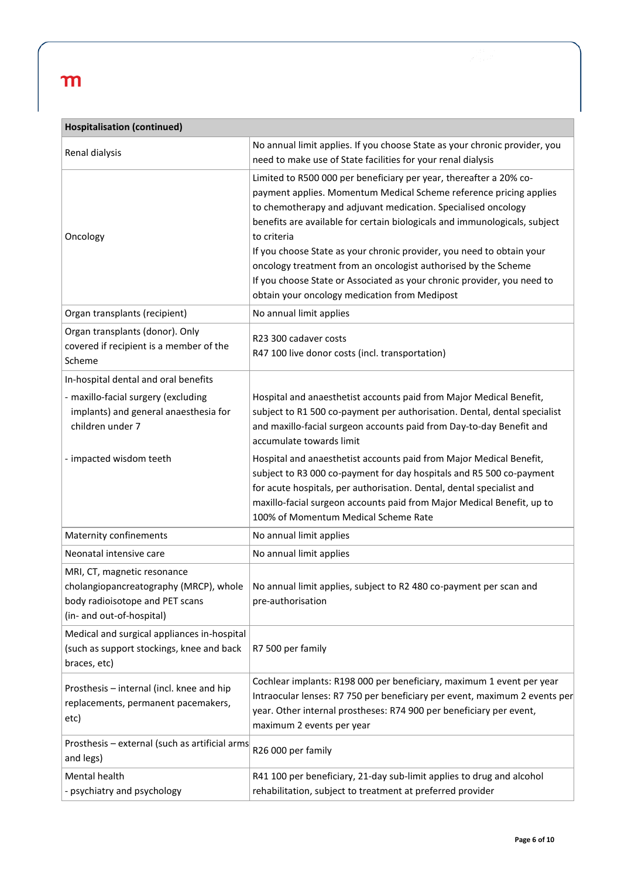| Hospitalisation (continued) | |
|---|---|
| Renal dialysis | No annual limit applies. If you choose State as your chronic provider, you need to make use of State facilities for your renal dialysis |
| Oncology | Limited to R500 000 per beneficiary per year, thereafter a 20% co-payment applies. Momentum Medical Scheme reference pricing applies to chemotherapy and adjuvant medication. Specialised oncology benefits are available for certain biologicals and immunologicals, subject to criteria<br>If you choose State as your chronic provider, you need to obtain your oncology treatment from an oncologist authorised by the Scheme<br>If you choose State or Associated as your chronic provider, you need to obtain your oncology medication from Medipost |
| Organ transplants (recipient) | No annual limit applies |
| Organ transplants (donor). Only covered if recipient is a member of the Scheme | R23 300 cadaver costs<br>R47 100 live donor costs (incl. transportation) |
| In-hospital dental and oral benefits<br>- maxillo-facial surgery (excluding implants) and general anaesthesia for children under 7 | Hospital and anaesthetist accounts paid from Major Medical Benefit, subject to R1 500 co-payment per authorisation. Dental, dental specialist and maxillo-facial surgeon accounts paid from Day-to-day Benefit and accumulate towards limit |
| - impacted wisdom teeth | Hospital and anaesthetist accounts paid from Major Medical Benefit, subject to R3 000 co-payment for day hospitals and R5 500 co-payment for acute hospitals, per authorisation. Dental, dental specialist and maxillo-facial surgeon accounts paid from Major Medical Benefit, up to 100% of Momentum Medical Scheme Rate |
| Maternity confinements | No annual limit applies |
| Neonatal intensive care | No annual limit applies |
| MRI, CT, magnetic resonance cholangiopancreatography (MRCP), whole body radioisotope and PET scans (in- and out-of-hospital) | No annual limit applies, subject to R2 480 co-payment per scan and pre-authorisation |
| Medical and surgical appliances in-hospital (such as support stockings, knee and back braces, etc) | R7 500 per family |
| Prosthesis – internal (incl. knee and hip replacements, permanent pacemakers, etc) | Cochlear implants: R198 000 per beneficiary, maximum 1 event per year<br>Intraocular lenses: R7 750 per beneficiary per event, maximum 2 events per year. Other internal prostheses: R74 900 per beneficiary per event, maximum 2 events per year |
| Prosthesis – external (such as artificial arms and legs) | R26 000 per family |
| Mental health<br>- psychiatry and psychology | R41 100 per beneficiary, 21-day sub-limit applies to drug and alcohol rehabilitation, subject to treatment at preferred provider |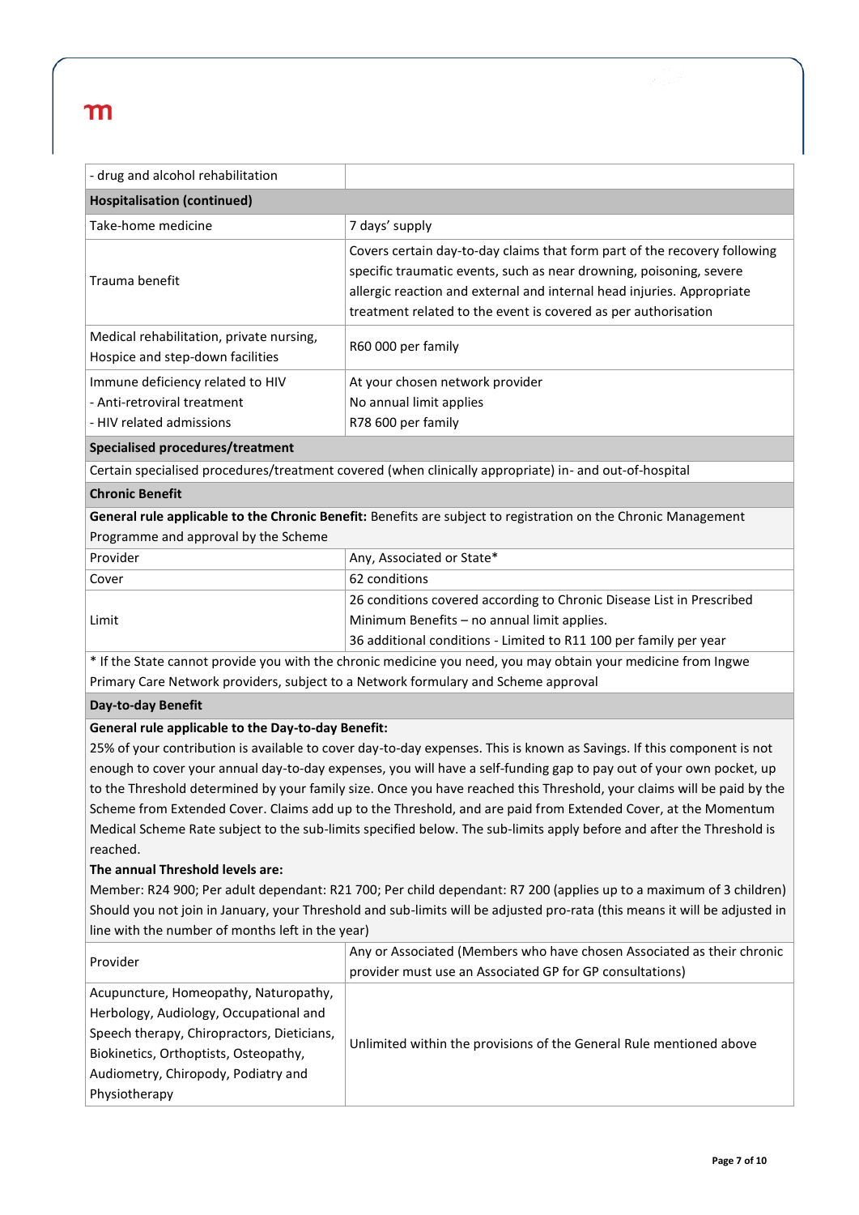| - drug and alcohol rehabilitation | |
|---|---|
| **Hospitalisation (continued)** | |
| Take-home medicine | 7 days' supply |
| Trauma benefit | Covers certain day-to-day claims that form part of the recovery following specific traumatic events, such as near drowning, poisoning, severe allergic reaction and external and internal head injuries. Appropriate treatment related to the event is covered as per authorisation |
| Medical rehabilitation, private nursing, Hospice and step-down facilities | R60 000 per family |
| Immune deficiency related to HIV<br>- Anti-retroviral treatment<br>- HIV related admissions | At your chosen network provider<br>No annual limit applies<br>R78 600 per family |
| **Specialised procedures/treatment** | |
| Certain specialised procedures/treatment covered (when clinically appropriate) in- and out-of-hospital | |
| **Chronic Benefit** | |
| **General rule applicable to the Chronic Benefit:** Benefits are subject to registration on the Chronic Management Programme and approval by the Scheme | |
| Provider | Any, Associated or State* |
| Cover | 62 conditions |
| Limit | 26 conditions covered according to Chronic Disease List in Prescribed Minimum Benefits – no annual limit applies.<br>36 additional conditions - Limited to R11 100 per family per year |
| * If the State cannot provide you with the chronic medicine you need, you may obtain your medicine from Ingwe Primary Care Network providers, subject to a Network formulary and Scheme approval | |
| **Day-to-day Benefit** | |
| **General rule applicable to the Day-to-day Benefit:**<br>25% of your contribution is available to cover day-to-day expenses. This is known as Savings. If this component is not enough to cover your annual day-to-day expenses, you will have a self-funding gap to pay out of your own pocket, up to the Threshold determined by your family size. Once you have reached this Threshold, your claims will be paid by the Scheme from Extended Cover. Claims add up to the Threshold, and are paid from Extended Cover, at the Momentum Medical Scheme Rate subject to the sub-limits specified below. The sub-limits apply before and after the Threshold is reached.<br>**The annual Threshold levels are:**<br>Member: R24 900; Per adult dependant: R21 700; Per child dependant: R7 200 (applies up to a maximum of 3 children)<br>Should you not join in January, your Threshold and sub-limits will be adjusted pro-rata (this means it will be adjusted in line with the number of months left in the year) | |
| Provider | Any or Associated (Members who have chosen Associated as their chronic provider must use an Associated GP for GP consultations) |
| Acupuncture, Homeopathy, Naturopathy, Herbology, Audiology, Occupational and Speech therapy, Chiropractors, Dieticians, Biokinetics, Orthoptists, Osteopathy, Audiometry, Chiropody, Podiatry and Physiotherapy | Unlimited within the provisions of the General Rule mentioned above |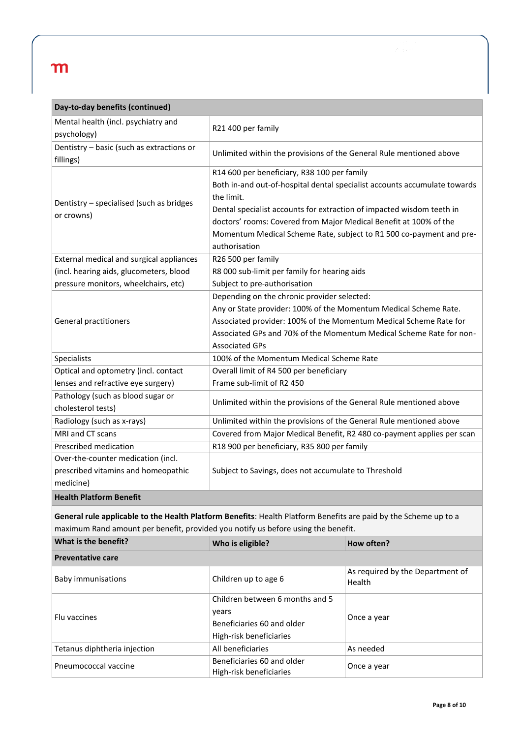| Day-to-day benefits (continued) | |
|---|---|
| Mental health (incl. psychiatry and psychology) | R21 400 per family |
| Dentistry – basic (such as extractions or fillings) | Unlimited within the provisions of the General Rule mentioned above |
| Dentistry – specialised (such as bridges or crowns) | R14 600 per beneficiary, R38 100 per family<br>Both in-and out-of-hospital dental specialist accounts accumulate towards the limit.<br>Dental specialist accounts for extraction of impacted wisdom teeth in doctors' rooms: Covered from Major Medical Benefit at 100% of the Momentum Medical Scheme Rate, subject to R1 500 co-payment and pre-authorisation |
| External medical and surgical appliances (incl. hearing aids, glucometers, blood pressure monitors, wheelchairs, etc) | R26 500 per family<br>R8 000 sub-limit per family for hearing aids<br>Subject to pre-authorisation |
| General practitioners | Depending on the chronic provider selected:<br>Any or State provider: 100% of the Momentum Medical Scheme Rate.<br>Associated provider: 100% of the Momentum Medical Scheme Rate for Associated GPs and 70% of the Momentum Medical Scheme Rate for non-Associated GPs |
| Specialists | 100% of the Momentum Medical Scheme Rate |
| Optical and optometry (incl. contact lenses and refractive eye surgery) | Overall limit of R4 500 per beneficiary<br>Frame sub-limit of R2 450 |
| Pathology (such as blood sugar or cholesterol tests) | Unlimited within the provisions of the General Rule mentioned above |
| Radiology (such as x-rays) | Unlimited within the provisions of the General Rule mentioned above |
| MRI and CT scans | Covered from Major Medical Benefit, R2 480 co-payment applies per scan |
| Prescribed medication | R18 900 per beneficiary, R35 800 per family |
| Over-the-counter medication (incl. prescribed vitamins and homeopathic medicine) | Subject to Savings, does not accumulate to Threshold |

**Health Platform Benefit**

**General rule applicable to the Health Platform Benefits**: Health Platform Benefits are paid by the Scheme up to a maximum Rand amount per benefit, provided you notify us before using the benefit.

| What is the benefit? | Who is eligible? | How often? |
|---|---|---|
| **Preventative care** | | |
| Baby immunisations | Children up to age 6 | As required by the Department of Health |
| Flu vaccines | Children between 6 months and 5 years<br>Beneficiaries 60 and older<br>High-risk beneficiaries | Once a year |
| Tetanus diphtheria injection | All beneficiaries | As needed |
| Pneumococcal vaccine | Beneficiaries 60 and older<br>High-risk beneficiaries | Once a year |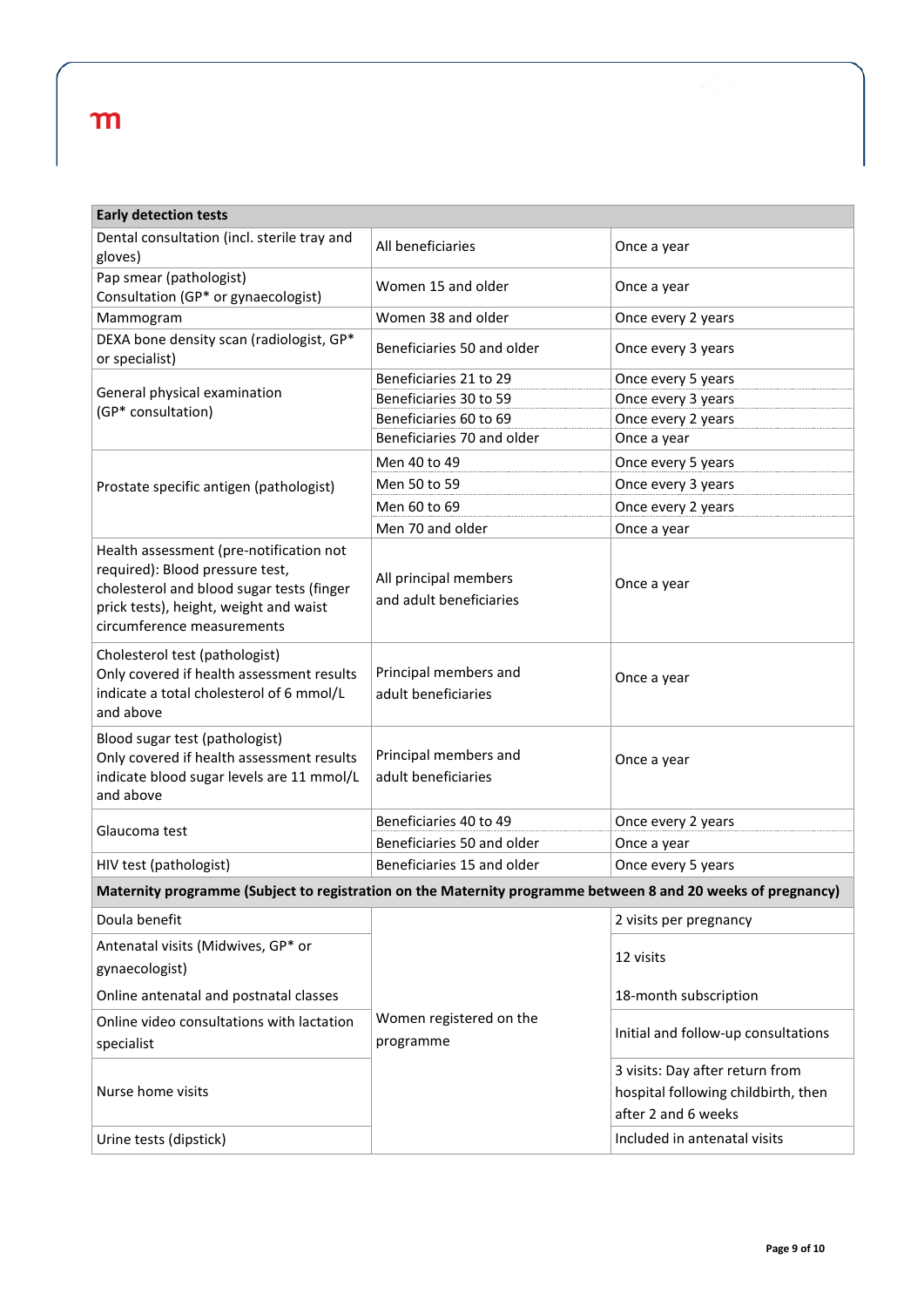| Early detection tests | | |
|---|---|---|
| Dental consultation (incl. sterile tray and gloves) | All beneficiaries | Once a year |
| Pap smear (pathologist)<br>Consultation (GP* or gynaecologist) | Women 15 and older | Once a year |
| Mammogram | Women 38 and older | Once every 2 years |
| DEXA bone density scan (radiologist, GP* or specialist) | Beneficiaries 50 and older | Once every 3 years |
| General physical examination (GP* consultation) | Beneficiaries 21 to 29 | Once every 5 years |
| | Beneficiaries 30 to 59 | Once every 3 years |
| | Beneficiaries 60 to 69 | Once every 2 years |
| | Beneficiaries 70 and older | Once a year |
| Prostate specific antigen (pathologist) | Men 40 to 49 | Once every 5 years |
| | Men 50 to 59 | Once every 3 years |
| | Men 60 to 69 | Once every 2 years |
| | Men 70 and older | Once a year |
| Health assessment (pre-notification not required): Blood pressure test, cholesterol and blood sugar tests (finger prick tests), height, weight and waist circumference measurements | All principal members and adult beneficiaries | Once a year |
| Cholesterol test (pathologist)<br>Only covered if health assessment results indicate a total cholesterol of 6 mmol/L and above | Principal members and adult beneficiaries | Once a year |
| Blood sugar test (pathologist)<br>Only covered if health assessment results indicate blood sugar levels are 11 mmol/L and above | Principal members and adult beneficiaries | Once a year |
| Glaucoma test | Beneficiaries 40 to 49 | Once every 2 years |
| | Beneficiaries 50 and older | Once a year |
| HIV test (pathologist) | Beneficiaries 15 and older | Once every 5 years |
| **Maternity programme (Subject to registration on the Maternity programme between 8 and 20 weeks of pregnancy)** | | |
| Doula benefit | Women registered on the programme | 2 visits per pregnancy |
| Antenatal visits (Midwives, GP* or gynaecologist) | | 12 visits |
| Online antenatal and postnatal classes | | 18-month subscription |
| Online video consultations with lactation specialist | | Initial and follow-up consultations |
| Nurse home visits | | 3 visits: Day after return from hospital following childbirth, then after 2 and 6 weeks |
| Urine tests (dipstick) | | Included in antenatal visits |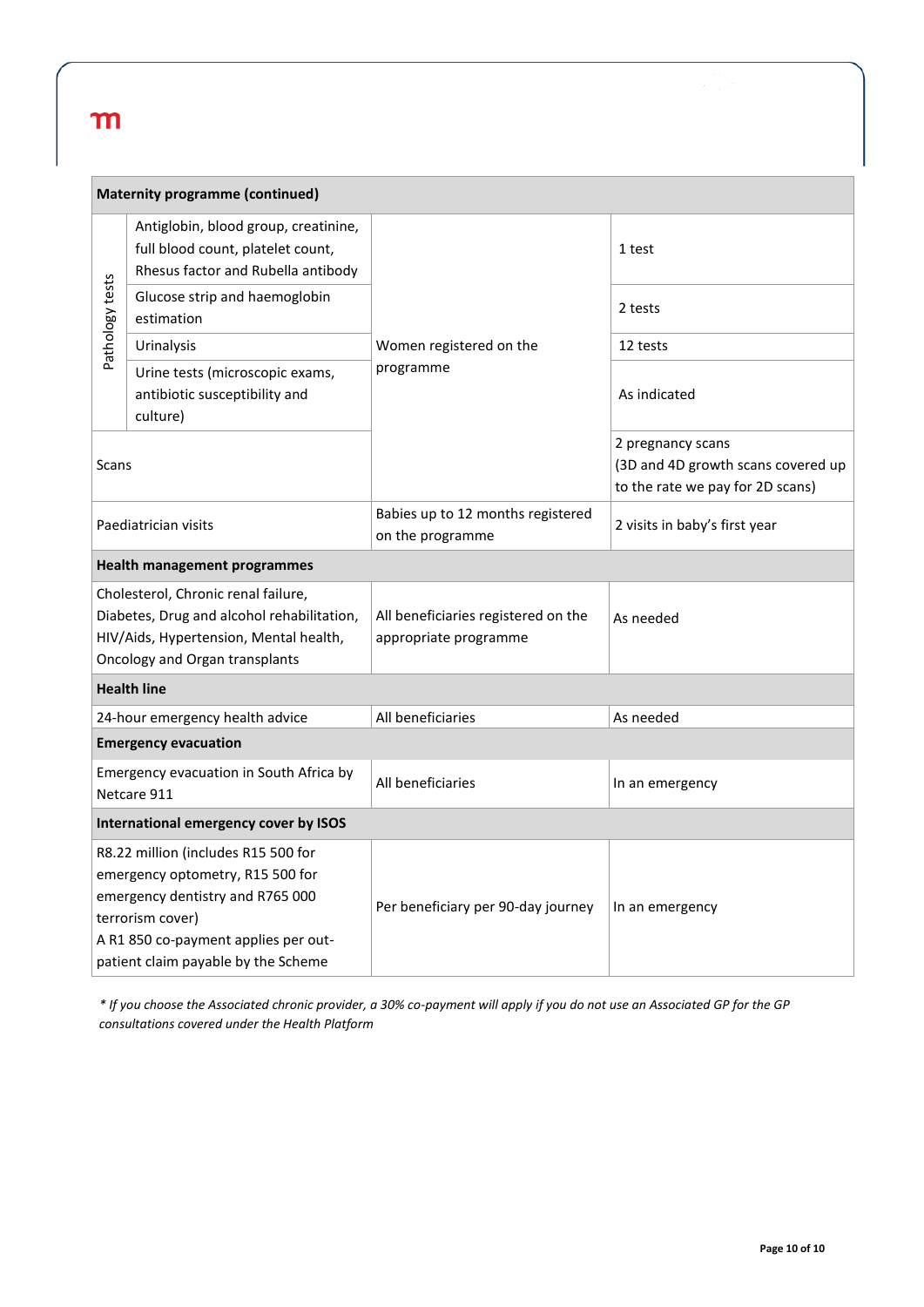| | | | |
|---|---|---|---|
| **Maternity programme (continued)** | | | |
| Pathology tests | Antiglobin, blood group, creatinine, full blood count, platelet count, Rhesus factor and Rubella antibody | Women registered on the programme | 1 test |
| | Glucose strip and haemoglobin estimation | | 2 tests |
| | Urinalysis | | 12 tests |
| | Urine tests (microscopic exams, antibiotic susceptibility and culture) | | As indicated |
| Scans | | | 2 pregnancy scans (3D and 4D growth scans covered up to the rate we pay for 2D scans) |
| Paediatrician visits | | Babies up to 12 months registered on the programme | 2 visits in baby's first year |
| **Health management programmes** | | | |
| Cholesterol, Chronic renal failure, Diabetes, Drug and alcohol rehabilitation, HIV/Aids, Hypertension, Mental health, Oncology and Organ transplants | | All beneficiaries registered on the appropriate programme | As needed |
| **Health line** | | | |
| 24-hour emergency health advice | | All beneficiaries | As needed |
| **Emergency evacuation** | | | |
| Emergency evacuation in South Africa by Netcare 911 | | All beneficiaries | In an emergency |
| **International emergency cover by ISOS** | | | |
| R8.22 million (includes R15 500 for emergency optometry, R15 500 for emergency dentistry and R765 000 terrorism cover)<br>A R1 850 co-payment applies per out-patient claim payable by the Scheme | | Per beneficiary per 90-day journey | In an emergency |

*\* If you choose the Associated chronic provider, a 30% co-payment will apply if you do not use an Associated GP for the GP consultations covered under the Health Platform*